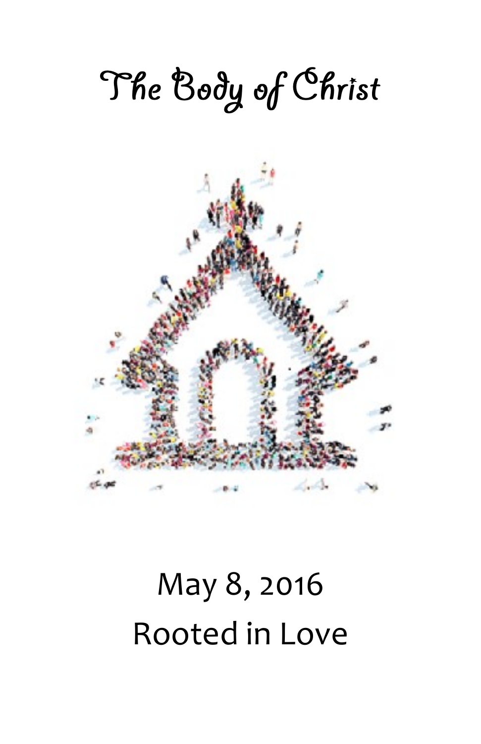# The Body of Christ

May 8, 2016

Rooted in Love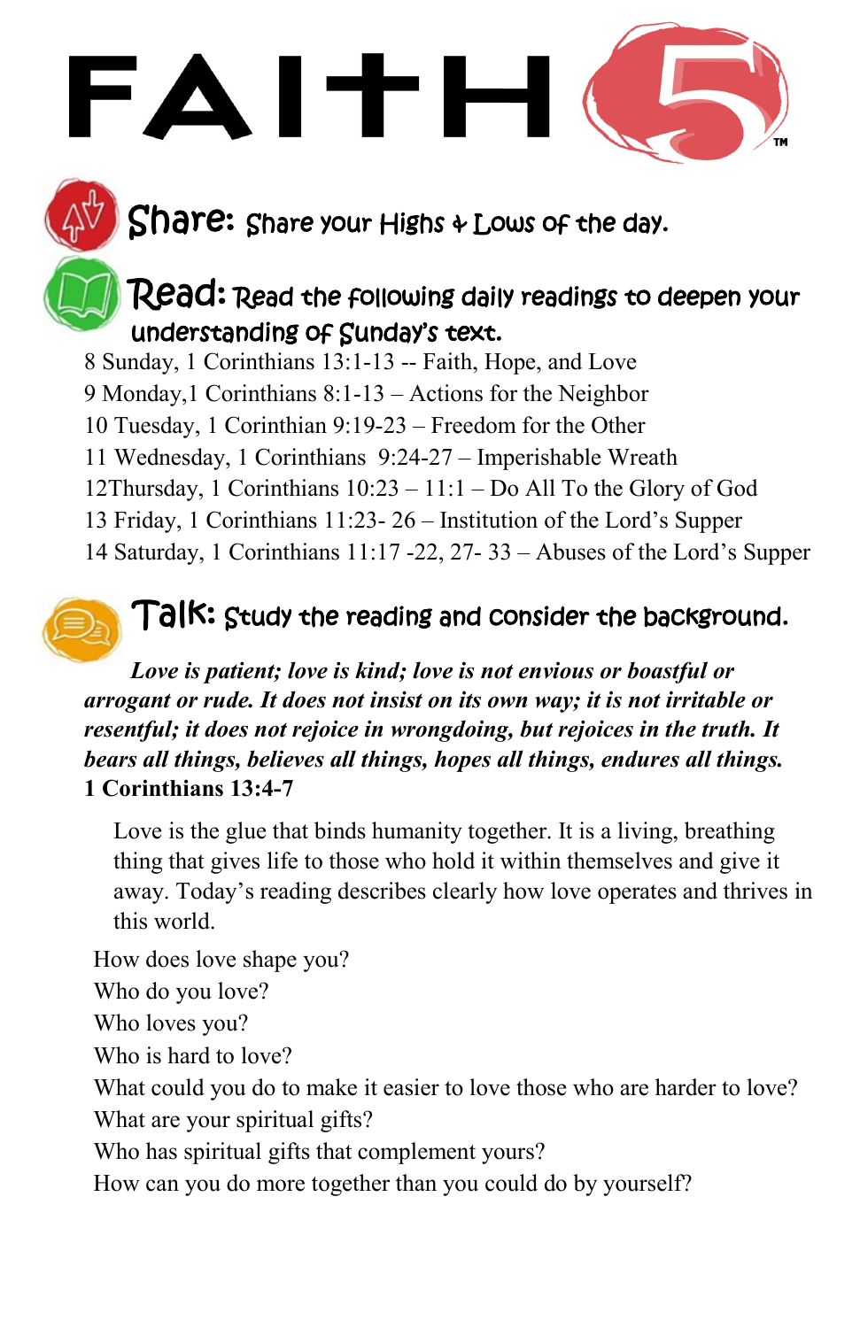# FAITH 5™

## Share: Share your Highs & Lows of the day.

## Read: Read the following daily readings to deepen your understanding of Sunday's text.

8 Sunday, 1 Corinthians 13:1-13 -- Faith, Hope, and Love
9 Monday,1 Corinthians 8:1-13 – Actions for the Neighbor
10 Tuesday, 1 Corinthian 9:19-23 – Freedom for the Other
11 Wednesday, 1 Corinthians 9:24-27 – Imperishable Wreath
12Thursday, 1 Corinthians 10:23 – 11:1 – Do All To the Glory of God
13 Friday, 1 Corinthians 11:23- 26 – Institution of the Lord's Supper
14 Saturday, 1 Corinthians 11:17 -22, 27- 33 – Abuses of the Lord's Supper

## Talk: Study the reading and consider the background.

***Love is patient; love is kind; love is not envious or boastful or arrogant or rude. It does not insist on its own way; it is not irritable or resentful; it does not rejoice in wrongdoing, but rejoices in the truth. It bears all things, believes all things, hopes all things, endures all things.***
**1 Corinthians 13:4-7**

Love is the glue that binds humanity together. It is a living, breathing thing that gives life to those who hold it within themselves and give it away. Today's reading describes clearly how love operates and thrives in this world.

How does love shape you?
Who do you love?
Who loves you?
Who is hard to love?
What could you do to make it easier to love those who are harder to love?
What are your spiritual gifts?
Who has spiritual gifts that complement yours?
How can you do more together than you could do by yourself?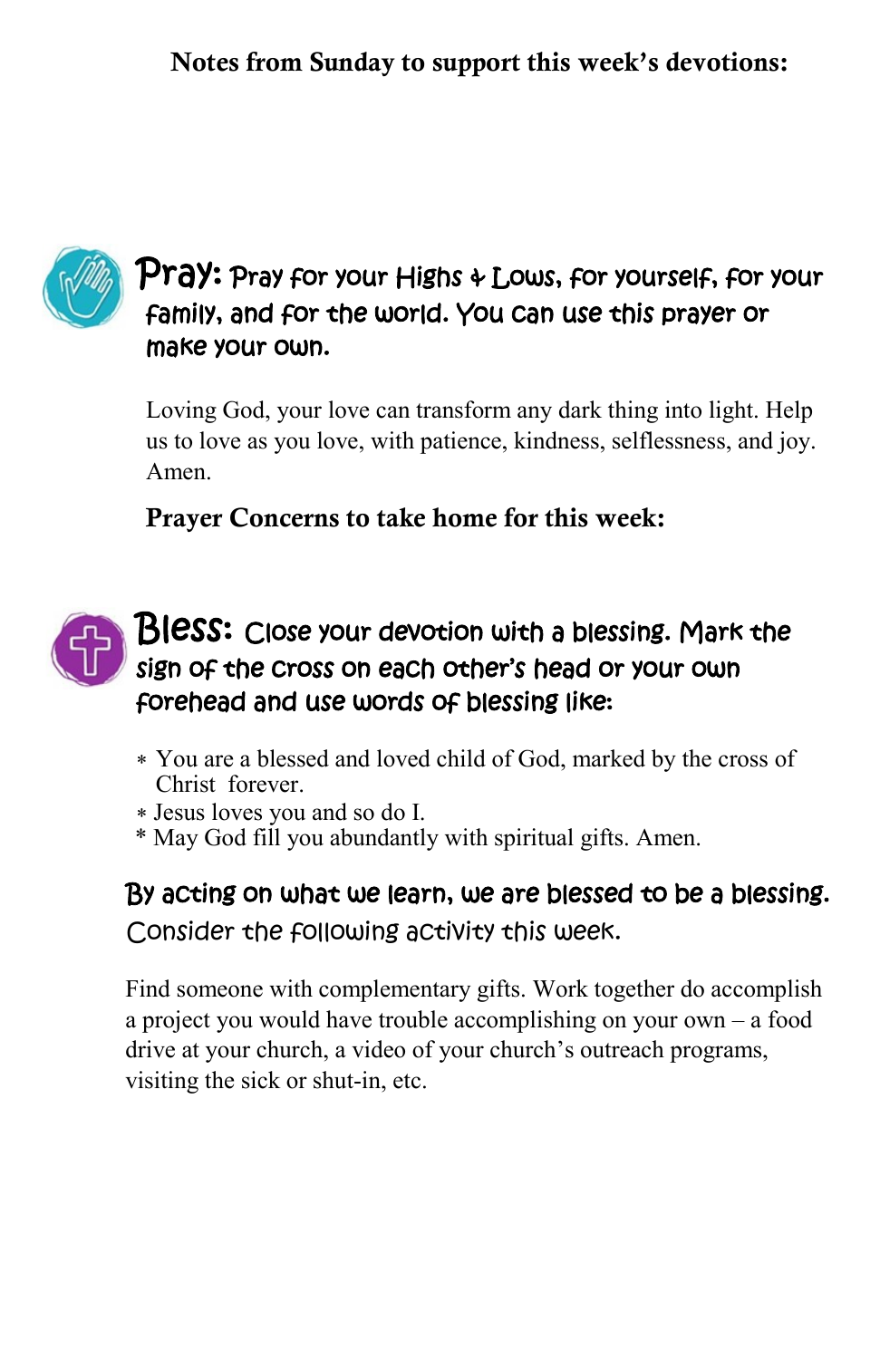**Notes from Sunday to support this week's devotions:**

**Pray:** Pray for your Highs & Lows, for yourself, for your family, and for the world. You can use this prayer or make your own.

Loving God, your love can transform any dark thing into light. Help us to love as you love, with patience, kindness, selflessness, and joy. Amen.

**Prayer Concerns to take home for this week:**

**Bless:** Close your devotion with a blessing. Mark the sign of the cross on each other's head or your own forehead and use words of blessing like:

- You are a blessed and loved child of God, marked by the cross of Christ forever.
- Jesus loves you and so do I.
- May God fill you abundantly with spiritual gifts. Amen.

**By acting on what we learn, we are blessed to be a blessing.**
Consider the following activity this week.

Find someone with complementary gifts. Work together do accomplish a project you would have trouble accomplishing on your own – a food drive at your church, a video of your church's outreach programs, visiting the sick or shut-in, etc.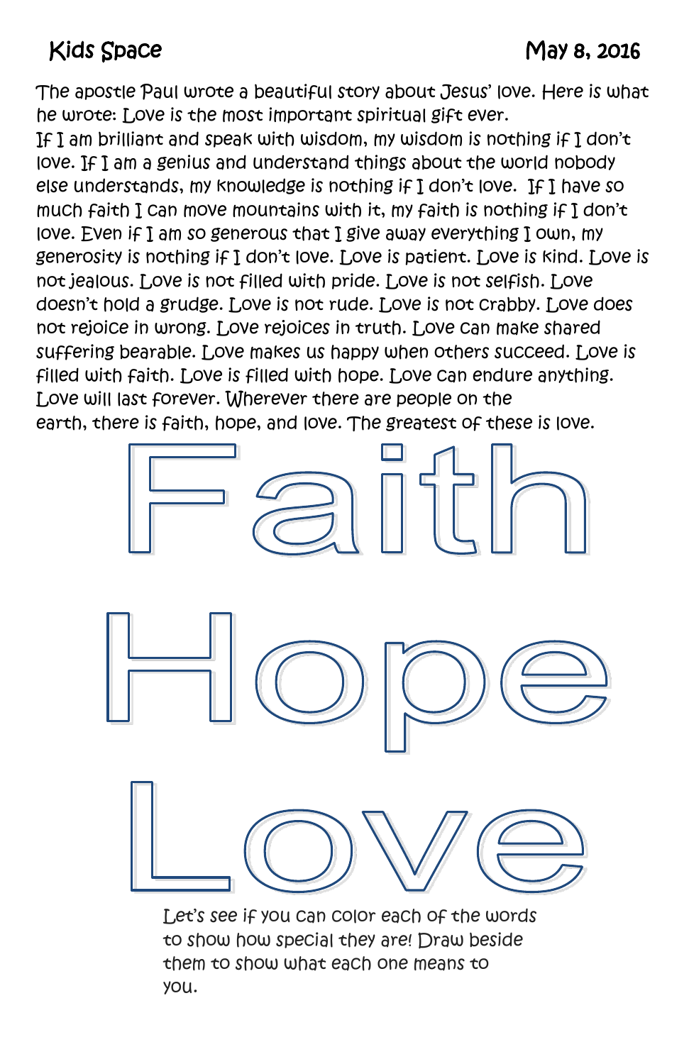Kids Space                                                                 May 8, 2016

The apostle Paul wrote a beautiful story about Jesus' love. Here is what he wrote: Love is the most important spiritual gift ever.
If I am brilliant and speak with wisdom, my wisdom is nothing if I don't love. If I am a genius and understand things about the world nobody else understands, my knowledge is nothing if I don't love. If I have so much faith I can move mountains with it, my faith is nothing if I don't love. Even if I am so generous that I give away everything I own, my generosity is nothing if I don't love. Love is patient. Love is kind. Love is not jealous. Love is not filled with pride. Love is not selfish. Love doesn't hold a grudge. Love is not rude. Love is not crabby. Love does not rejoice in wrong. Love rejoices in truth. Love can make shared suffering bearable. Love makes us happy when others succeed. Love is filled with faith. Love is filled with hope. Love can endure anything. Love will last forever. Wherever there are people on the earth, there is faith, hope, and love. The greatest of these is love.

# Faith

# Hope

# Love

Let's see if you can color each of the words to show how special they are! Draw beside them to show what each one means to you.